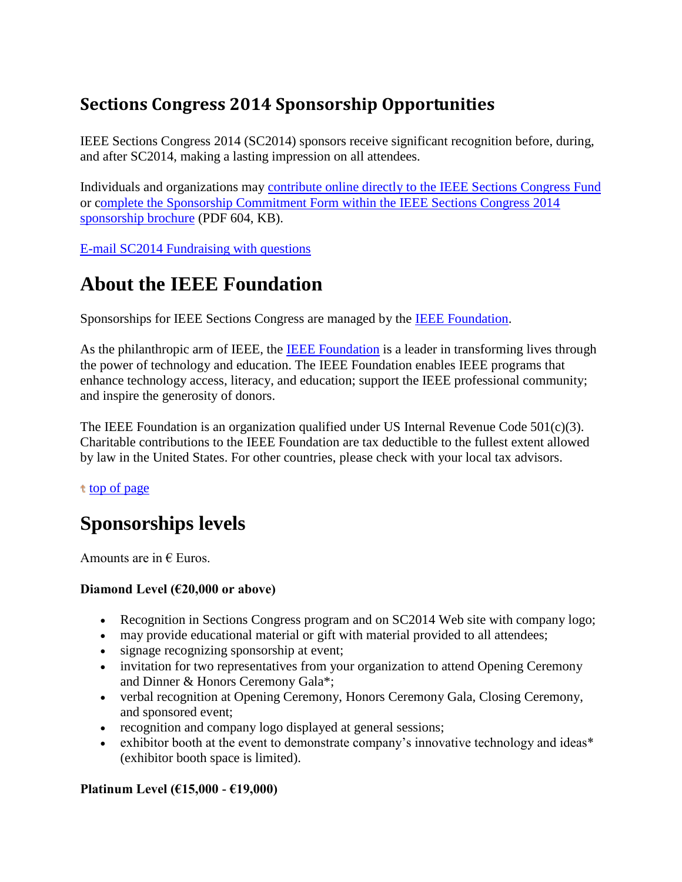## Sections Congress 2014 Sponsorship Opportunities

IEEE Sections Congress 2014 (SC2014) sponsors receive significant recognition before, during, and after SC2014, making a lasting impression on all attendees.

Individuals and organizations may contribute online directly to the IEEE Sections Congress Fund or complete the Sponsorship Commitment Form within the IEEE Sections Congress 2014 sponsorship brochure (PDF 604, KB).

E-mail SC2014 Fundraising with questions

# About the IEEE Foundation

Sponsorships for IEEE Sections Congress are managed by the IEEE Foundation.

As the philanthropic arm of IEEE, the IEEE Foundation is a leader in transforming lives through the power of technology and education. The IEEE Foundation enables IEEE programs that enhance technology access, literacy, and education; support the IEEE professional community; and inspire the generosity of donors.

The IEEE Foundation is an organization qualified under US Internal Revenue Code 501(c)(3). Charitable contributions to the IEEE Foundation are tax deductible to the fullest extent allowed by law in the United States. For other countries, please check with your local tax advisors.

top of page

# Sponsorships levels

Amounts are in € Euros.

**Diamond Level (€20,000 or above)**

- Recognition in Sections Congress program and on SC2014 Web site with company logo;
- may provide educational material or gift with material provided to all attendees;
- signage recognizing sponsorship at event;
- invitation for two representatives from your organization to attend Opening Ceremony and Dinner & Honors Ceremony Gala*;
- verbal recognition at Opening Ceremony, Honors Ceremony Gala, Closing Ceremony, and sponsored event;
- recognition and company logo displayed at general sessions;
- exhibitor booth at the event to demonstrate company's innovative technology and ideas* (exhibitor booth space is limited).

**Platinum Level (€15,000 - €19,000)**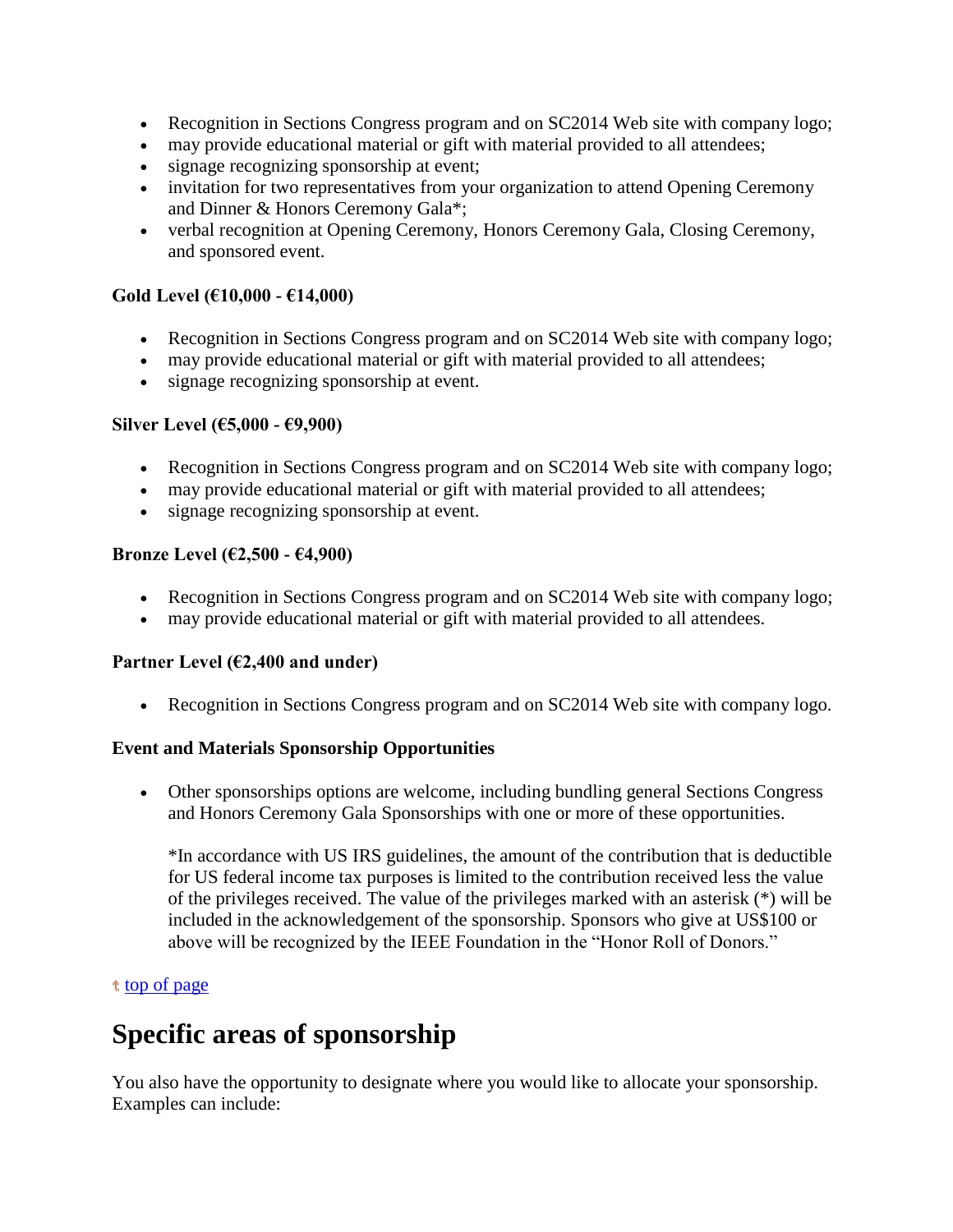- Recognition in Sections Congress program and on SC2014 Web site with company logo;
- may provide educational material or gift with material provided to all attendees;
- signage recognizing sponsorship at event;
- invitation for two representatives from your organization to attend Opening Ceremony and Dinner & Honors Ceremony Gala*;
- verbal recognition at Opening Ceremony, Honors Ceremony Gala, Closing Ceremony, and sponsored event.

**Gold Level (€10,000 - €14,000)**

- Recognition in Sections Congress program and on SC2014 Web site with company logo;
- may provide educational material or gift with material provided to all attendees;
- signage recognizing sponsorship at event.

**Silver Level (€5,000 - €9,900)**

- Recognition in Sections Congress program and on SC2014 Web site with company logo;
- may provide educational material or gift with material provided to all attendees;
- signage recognizing sponsorship at event.

**Bronze Level (€2,500 - €4,900)**

- Recognition in Sections Congress program and on SC2014 Web site with company logo;
- may provide educational material or gift with material provided to all attendees.

**Partner Level (€2,400 and under)**

- Recognition in Sections Congress program and on SC2014 Web site with company logo.

**Event and Materials Sponsorship Opportunities**

- Other sponsorships options are welcome, including bundling general Sections Congress and Honors Ceremony Gala Sponsorships with one or more of these opportunities.

  *In accordance with US IRS guidelines, the amount of the contribution that is deductible for US federal income tax purposes is limited to the contribution received less the value of the privileges received. The value of the privileges marked with an asterisk (*) will be included in the acknowledgement of the sponsorship. Sponsors who give at US$100 or above will be recognized by the IEEE Foundation in the "Honor Roll of Donors."

top of page

# Specific areas of sponsorship

You also have the opportunity to designate where you would like to allocate your sponsorship. Examples can include: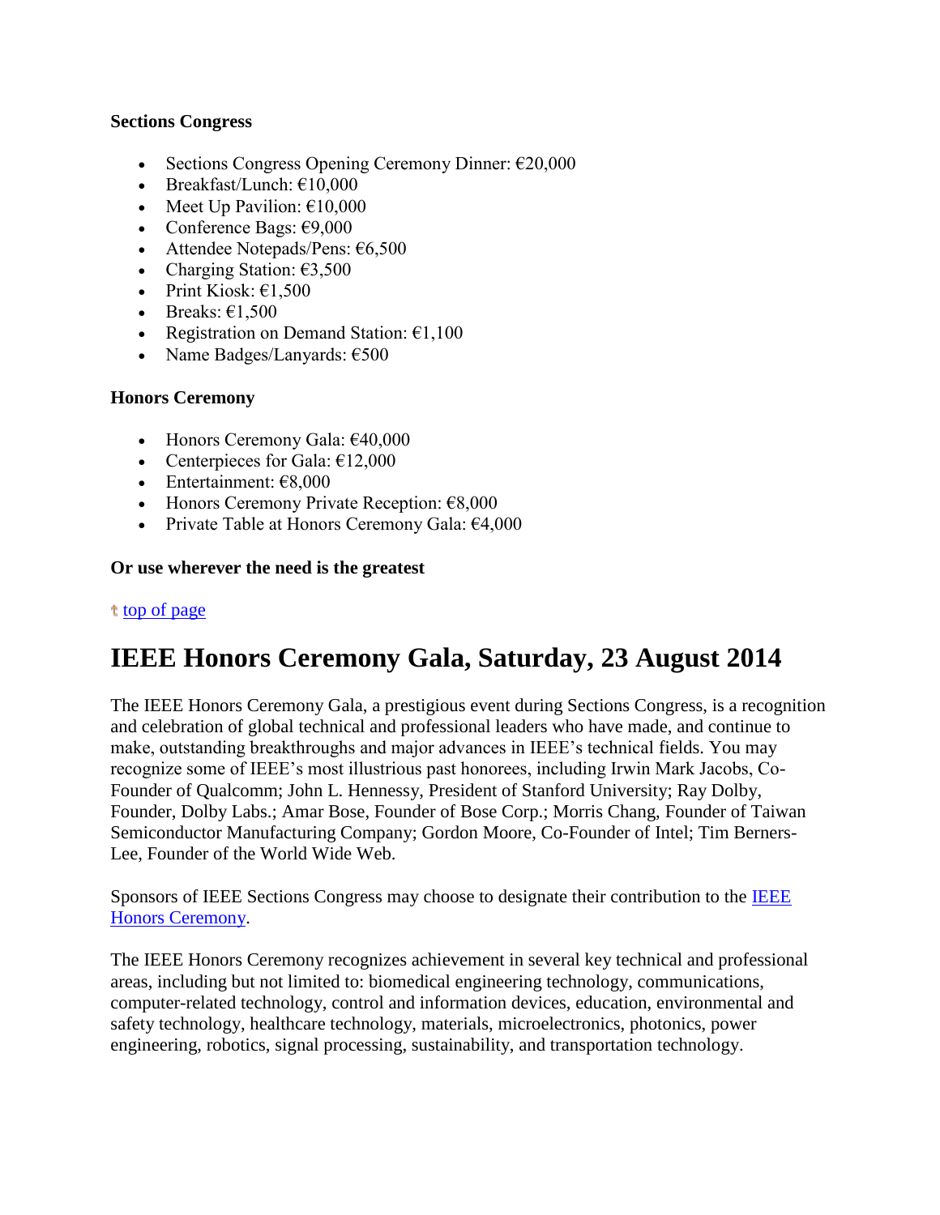**Sections Congress**

- Sections Congress Opening Ceremony Dinner: €20,000
- Breakfast/Lunch: €10,000
- Meet Up Pavilion: €10,000
- Conference Bags: €9,000
- Attendee Notepads/Pens: €6,500
- Charging Station: €3,500
- Print Kiosk: €1,500
- Breaks: €1,500
- Registration on Demand Station: €1,100
- Name Badges/Lanyards: €500

**Honors Ceremony**

- Honors Ceremony Gala: €40,000
- Centerpieces for Gala: €12,000
- Entertainment: €8,000
- Honors Ceremony Private Reception: €8,000
- Private Table at Honors Ceremony Gala: €4,000

**Or use wherever the need is the greatest**

top of page

# IEEE Honors Ceremony Gala, Saturday, 23 August 2014

The IEEE Honors Ceremony Gala, a prestigious event during Sections Congress, is a recognition and celebration of global technical and professional leaders who have made, and continue to make, outstanding breakthroughs and major advances in IEEE's technical fields. You may recognize some of IEEE's most illustrious past honorees, including Irwin Mark Jacobs, Co-Founder of Qualcomm; John L. Hennessy, President of Stanford University; Ray Dolby, Founder, Dolby Labs.; Amar Bose, Founder of Bose Corp.; Morris Chang, Founder of Taiwan Semiconductor Manufacturing Company; Gordon Moore, Co-Founder of Intel; Tim Berners-Lee, Founder of the World Wide Web.

Sponsors of IEEE Sections Congress may choose to designate their contribution to the IEEE Honors Ceremony.

The IEEE Honors Ceremony recognizes achievement in several key technical and professional areas, including but not limited to: biomedical engineering technology, communications, computer-related technology, control and information devices, education, environmental and safety technology, healthcare technology, materials, microelectronics, photonics, power engineering, robotics, signal processing, sustainability, and transportation technology.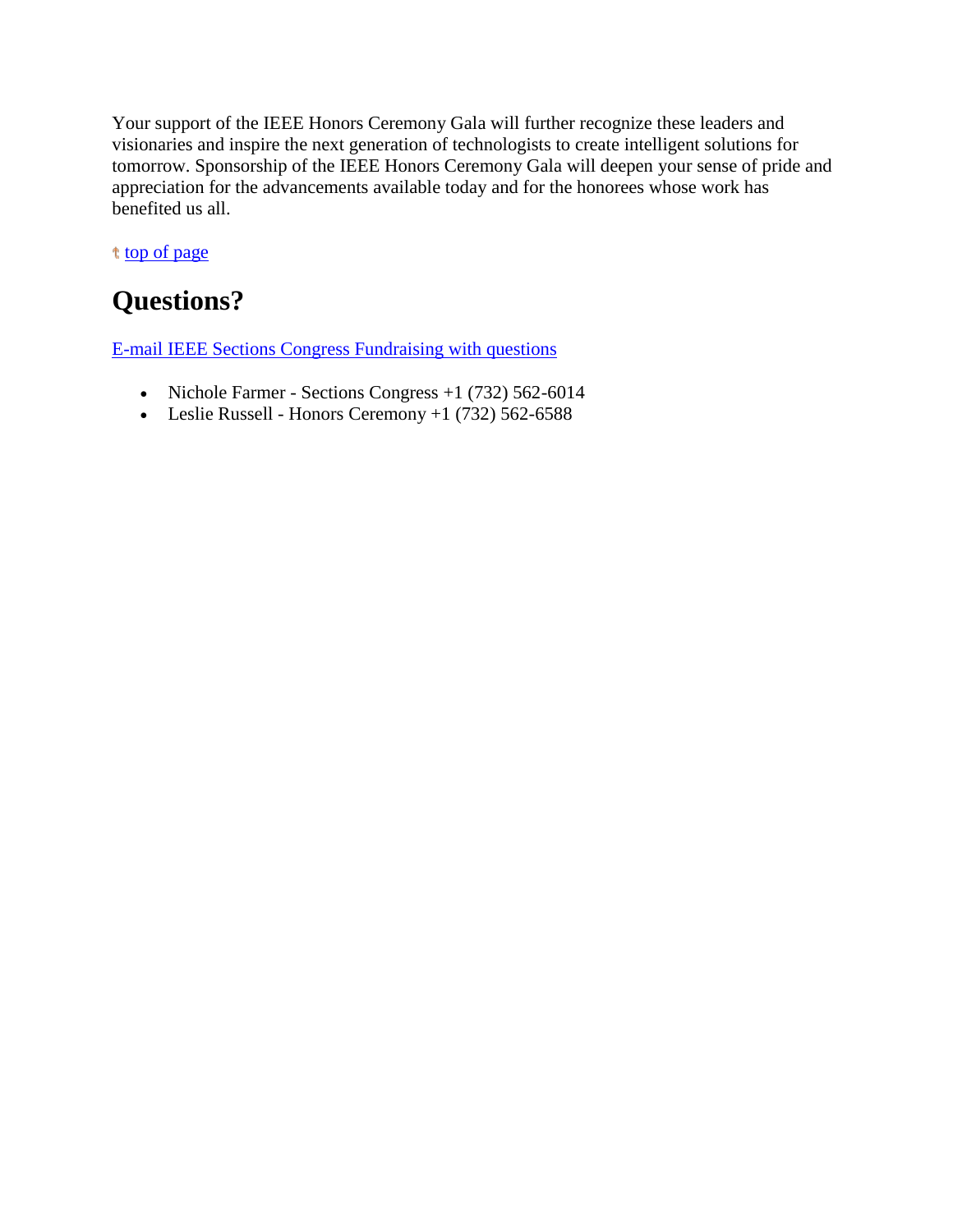Your support of the IEEE Honors Ceremony Gala will further recognize these leaders and visionaries and inspire the next generation of technologists to create intelligent solutions for tomorrow. Sponsorship of the IEEE Honors Ceremony Gala will deepen your sense of pride and appreciation for the advancements available today and for the honorees whose work has benefited us all.

top of page

## Questions?

E-mail IEEE Sections Congress Fundraising with questions

- Nichole Farmer - Sections Congress +1 (732) 562-6014
- Leslie Russell - Honors Ceremony +1 (732) 562-6588